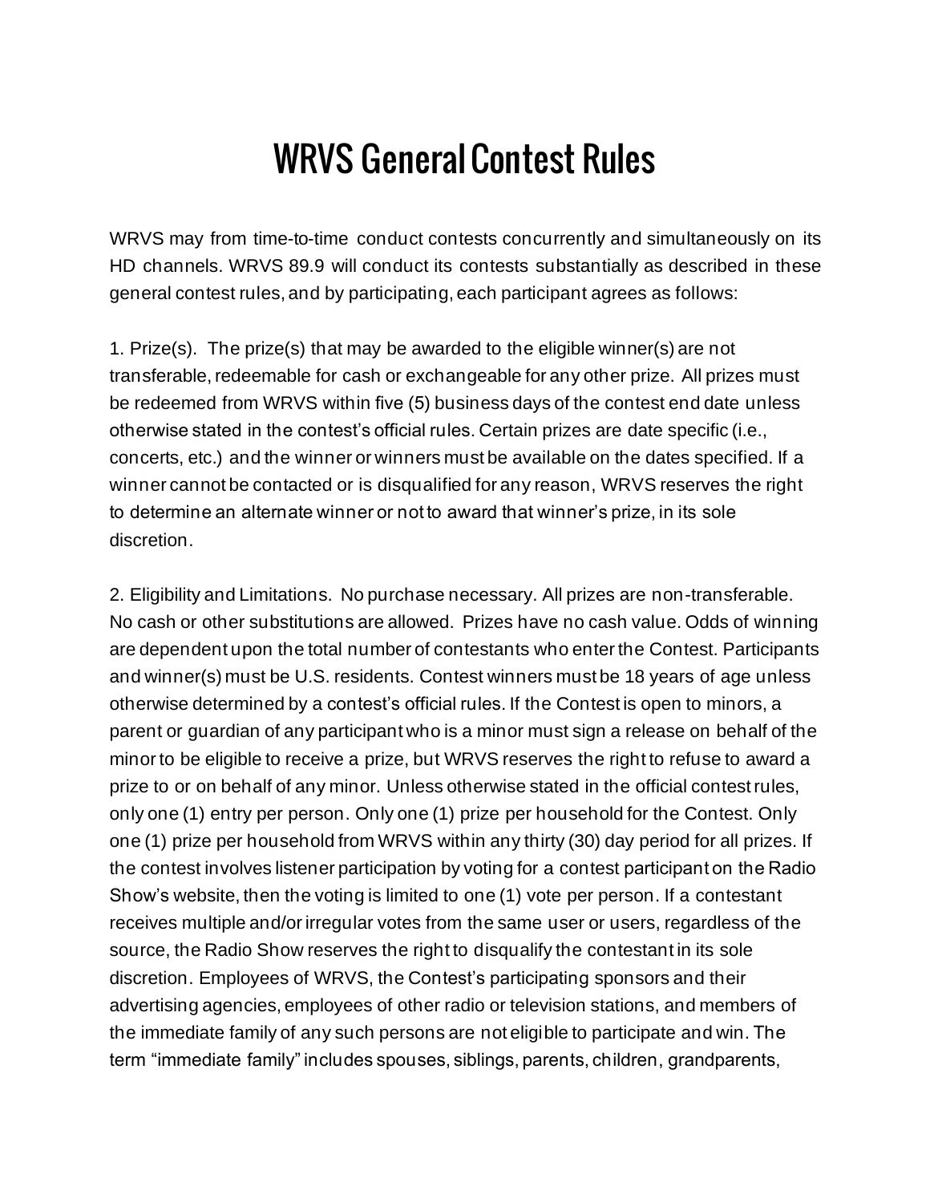# WRVS General Contest Rules

WRVS may from time-to-time conduct contests concurrently and simultaneously on its HD channels. WRVS 89.9 will conduct its contests substantially as described in these general contest rules, and by participating, each participant agrees as follows:

1. Prize(s). The prize(s) that may be awarded to the eligible winner(s) are not transferable, redeemable for cash or exchangeable for any other prize. All prizes must be redeemed from WRVS within five (5) business days of the contest end date unless otherwise stated in the contest's official rules. Certain prizes are date specific (i.e., concerts, etc.) and the winner or winners must be available on the dates specified. If a winner cannot be contacted or is disqualified for any reason, WRVS reserves the right to determine an alternate winner or not to award that winner's prize, in its sole discretion.

2. Eligibility and Limitations. No purchase necessary. All prizes are non-transferable. No cash or other substitutions are allowed. Prizes have no cash value. Odds of winning are dependent upon the total number of contestants who enter the Contest. Participants and winner(s) must be U.S. residents. Contest winners must be 18 years of age unless otherwise determined by a contest's official rules. If the Contest is open to minors, a parent or guardian of any participant who is a minor must sign a release on behalf of the minor to be eligible to receive a prize, but WRVS reserves the right to refuse to award a prize to or on behalf of any minor. Unless otherwise stated in the official contest rules, only one (1) entry per person. Only one (1) prize per household for the Contest. Only one (1) prize per household from WRVS within any thirty (30) day period for all prizes. If the contest involves listener participation by voting for a contest participant on the Radio Show's website, then the voting is limited to one (1) vote per person. If a contestant receives multiple and/or irregular votes from the same user or users, regardless of the source, the Radio Show reserves the right to disqualify the contestant in its sole discretion. Employees of WRVS, the Contest's participating sponsors and their advertising agencies, employees of other radio or television stations, and members of the immediate family of any such persons are not eligible to participate and win. The term "immediate family" includes spouses, siblings, parents, children, grandparents,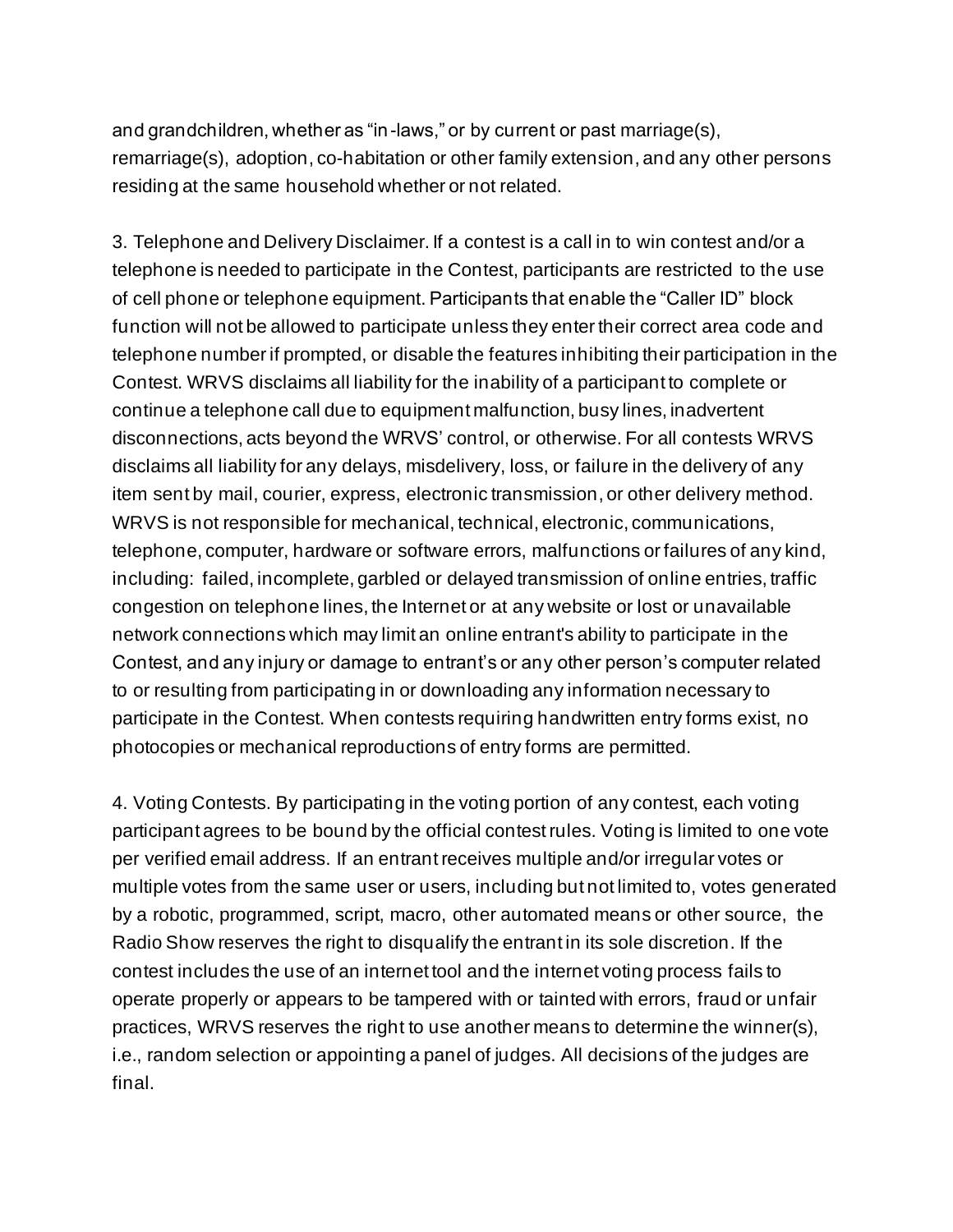and grandchildren, whether as "in-laws," or by current or past marriage(s), remarriage(s), adoption, co-habitation or other family extension, and any other persons residing at the same household whether or not related.

3. Telephone and Delivery Disclaimer. If a contest is a call in to win contest and/or a telephone is needed to participate in the Contest, participants are restricted to the use of cell phone or telephone equipment. Participants that enable the "Caller ID" block function will not be allowed to participate unless they enter their correct area code and telephone number if prompted, or disable the features inhibiting their participation in the Contest. WRVS disclaims all liability for the inability of a participant to complete or continue a telephone call due to equipment malfunction, busy lines, inadvertent disconnections, acts beyond the WRVS' control, or otherwise. For all contests WRVS disclaims all liability for any delays, misdelivery, loss, or failure in the delivery of any item sent by mail, courier, express, electronic transmission, or other delivery method. WRVS is not responsible for mechanical, technical, electronic, communications, telephone, computer, hardware or software errors, malfunctions or failures of any kind, including: failed, incomplete, garbled or delayed transmission of online entries, traffic congestion on telephone lines, the Internet or at any website or lost or unavailable network connections which may limit an online entrant's ability to participate in the Contest, and any injury or damage to entrant's or any other person's computer related to or resulting from participating in or downloading any information necessary to participate in the Contest. When contests requiring handwritten entry forms exist, no photocopies or mechanical reproductions of entry forms are permitted.

4. Voting Contests. By participating in the voting portion of any contest, each voting participant agrees to be bound by the official contest rules. Voting is limited to one vote per verified email address. If an entrant receives multiple and/or irregular votes or multiple votes from the same user or users, including but not limited to, votes generated by a robotic, programmed, script, macro, other automated means or other source, the Radio Show reserves the right to disqualify the entrant in its sole discretion. If the contest includes the use of an internet tool and the internet voting process fails to operate properly or appears to be tampered with or tainted with errors, fraud or unfair practices, WRVS reserves the right to use another means to determine the winner(s), i.e., random selection or appointing a panel of judges. All decisions of the judges are final.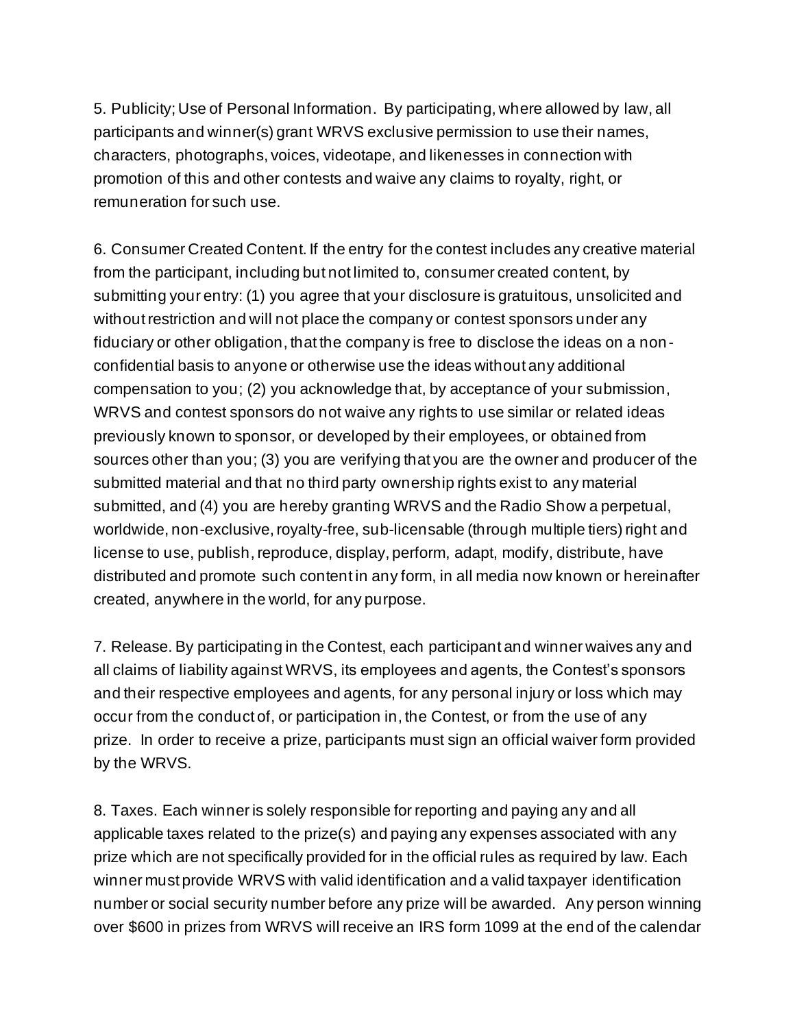5. Publicity; Use of Personal Information. By participating, where allowed by law, all participants and winner(s) grant WRVS exclusive permission to use their names, characters, photographs, voices, videotape, and likenesses in connection with promotion of this and other contests and waive any claims to royalty, right, or remuneration for such use.

6. Consumer Created Content. If the entry for the contest includes any creative material from the participant, including but not limited to, consumer created content, by submitting your entry: (1) you agree that your disclosure is gratuitous, unsolicited and without restriction and will not place the company or contest sponsors under any fiduciary or other obligation, that the company is free to disclose the ideas on a non-confidential basis to anyone or otherwise use the ideas without any additional compensation to you; (2) you acknowledge that, by acceptance of your submission, WRVS and contest sponsors do not waive any rights to use similar or related ideas previously known to sponsor, or developed by their employees, or obtained from sources other than you; (3) you are verifying that you are the owner and producer of the submitted material and that no third party ownership rights exist to any material submitted, and (4) you are hereby granting WRVS and the Radio Show a perpetual, worldwide, non-exclusive, royalty-free, sub-licensable (through multiple tiers) right and license to use, publish, reproduce, display, perform, adapt, modify, distribute, have distributed and promote such content in any form, in all media now known or hereinafter created, anywhere in the world, for any purpose.

7. Release. By participating in the Contest, each participant and winner waives any and all claims of liability against WRVS, its employees and agents, the Contest's sponsors and their respective employees and agents, for any personal injury or loss which may occur from the conduct of, or participation in, the Contest, or from the use of any prize. In order to receive a prize, participants must sign an official waiver form provided by the WRVS.

8. Taxes. Each winner is solely responsible for reporting and paying any and all applicable taxes related to the prize(s) and paying any expenses associated with any prize which are not specifically provided for in the official rules as required by law. Each winner must provide WRVS with valid identification and a valid taxpayer identification number or social security number before any prize will be awarded. Any person winning over $600 in prizes from WRVS will receive an IRS form 1099 at the end of the calendar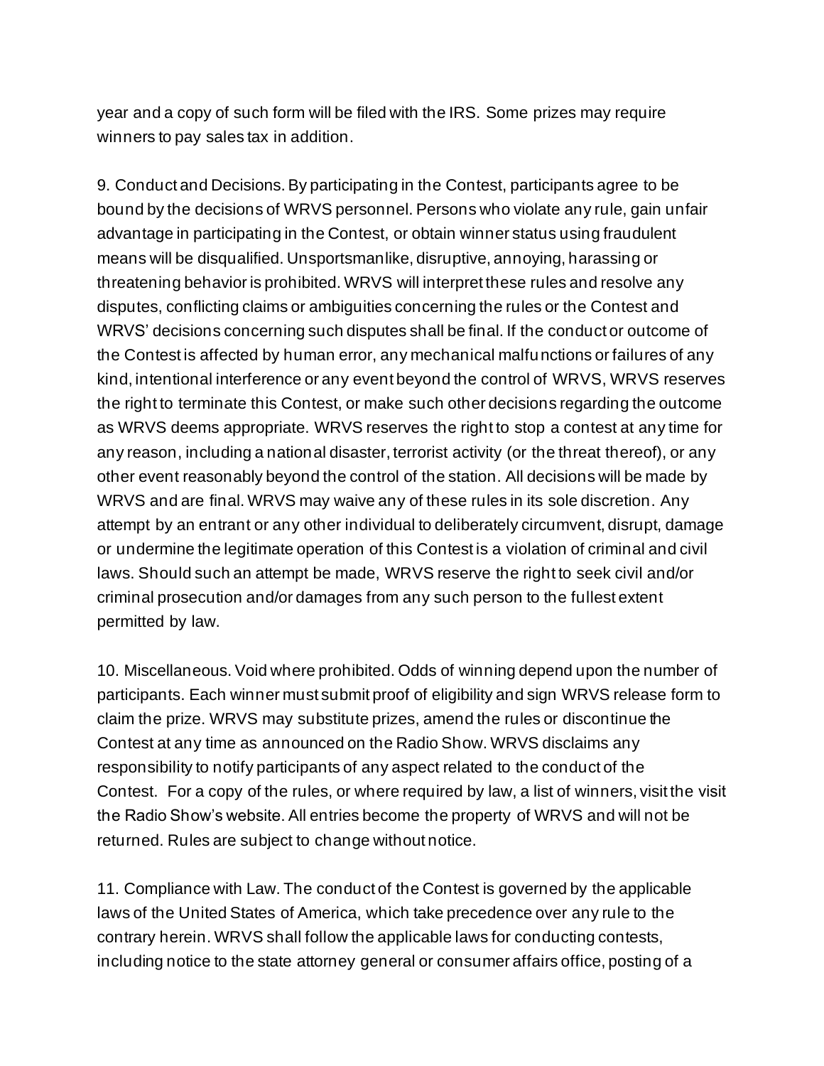year and a copy of such form will be filed with the IRS. Some prizes may require winners to pay sales tax in addition.

9. Conduct and Decisions. By participating in the Contest, participants agree to be bound by the decisions of WRVS personnel. Persons who violate any rule, gain unfair advantage in participating in the Contest, or obtain winner status using fraudulent means will be disqualified. Unsportsmanlike, disruptive, annoying, harassing or threatening behavior is prohibited. WRVS will interpret these rules and resolve any disputes, conflicting claims or ambiguities concerning the rules or the Contest and WRVS' decisions concerning such disputes shall be final. If the conduct or outcome of the Contest is affected by human error, any mechanical malfunctions or failures of any kind, intentional interference or any event beyond the control of WRVS, WRVS reserves the right to terminate this Contest, or make such other decisions regarding the outcome as WRVS deems appropriate. WRVS reserves the right to stop a contest at any time for any reason, including a national disaster, terrorist activity (or the threat thereof), or any other event reasonably beyond the control of the station. All decisions will be made by WRVS and are final. WRVS may waive any of these rules in its sole discretion. Any attempt by an entrant or any other individual to deliberately circumvent, disrupt, damage or undermine the legitimate operation of this Contest is a violation of criminal and civil laws. Should such an attempt be made, WRVS reserve the right to seek civil and/or criminal prosecution and/or damages from any such person to the fullest extent permitted by law.

10. Miscellaneous. Void where prohibited. Odds of winning depend upon the number of participants. Each winner must submit proof of eligibility and sign WRVS release form to claim the prize. WRVS may substitute prizes, amend the rules or discontinue the Contest at any time as announced on the Radio Show. WRVS disclaims any responsibility to notify participants of any aspect related to the conduct of the Contest. For a copy of the rules, or where required by law, a list of winners, visit the visit the Radio Show's website. All entries become the property of WRVS and will not be returned. Rules are subject to change without notice.

11. Compliance with Law. The conduct of the Contest is governed by the applicable laws of the United States of America, which take precedence over any rule to the contrary herein. WRVS shall follow the applicable laws for conducting contests, including notice to the state attorney general or consumer affairs office, posting of a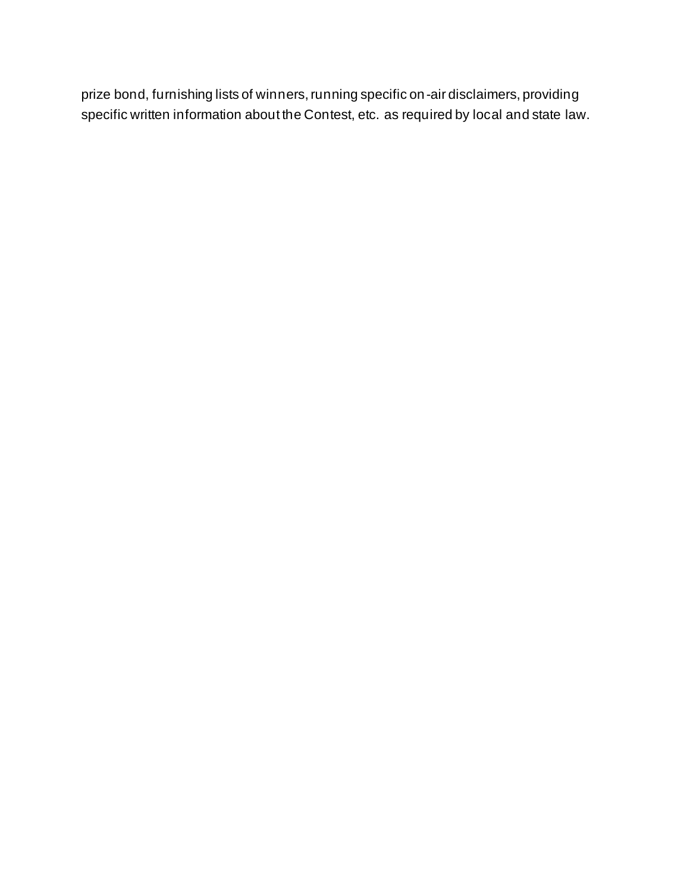prize bond, furnishing lists of winners, running specific on-air disclaimers, providing specific written information about the Contest, etc. as required by local and state law.